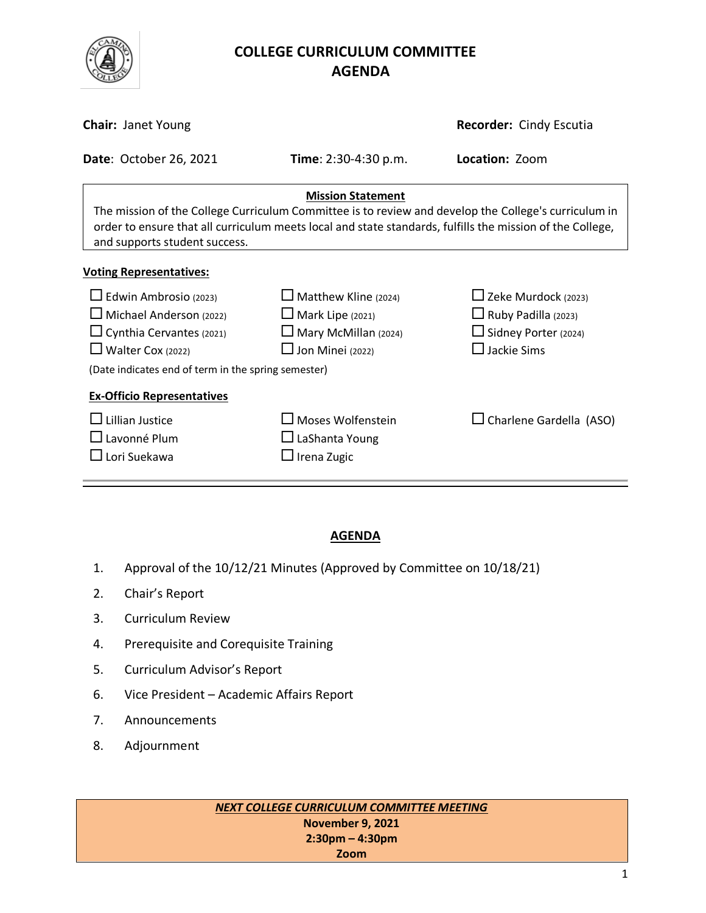# COLLEGE CURRICULUM COMMITTEE
# AGENDA

**Chair:** Janet Young **Recorder:** Cindy Escutia

**Date**: October 26, 2021 **Time**: 2:30-4:30 p.m. **Location:** Zoom

**Mission Statement**

The mission of the College Curriculum Committee is to review and develop the College's curriculum in order to ensure that all curriculum meets local and state standards, fulfills the mission of the College, and supports student success.

**Voting Representatives:**

- ☐ Edwin Ambrosio (2023)
- ☐ Michael Anderson (2022)
- ☐ Cynthia Cervantes (2021)
- ☐ Walter Cox (2022)
- ☐ Matthew Kline (2024)
- ☐ Mark Lipe (2021)
- ☐ Mary McMillan (2024)
- ☐ Jon Minei (2022)
- ☐ Zeke Murdock (2023)
- ☐ Ruby Padilla (2023)
- ☐ Sidney Porter (2024)
- ☐ Jackie Sims

(Date indicates end of term in the spring semester)

**Ex-Officio Representatives**

- ☐ Lillian Justice
- ☐ Lavonné Plum
- ☐ Lori Suekawa
- ☐ Moses Wolfenstein
- ☐ LaShanta Young
- ☐ Irena Zugic
- ☐ Charlene Gardella (ASO)

## AGENDA

1. Approval of the 10/12/21 Minutes (Approved by Committee on 10/18/21)
2. Chair's Report
3. Curriculum Review
4. Prerequisite and Corequisite Training
5. Curriculum Advisor's Report
6. Vice President – Academic Affairs Report
7. Announcements
8. Adjournment

***NEXT COLLEGE CURRICULUM COMMITTEE MEETING***
**November 9, 2021**
**2:30pm – 4:30pm**
**Zoom**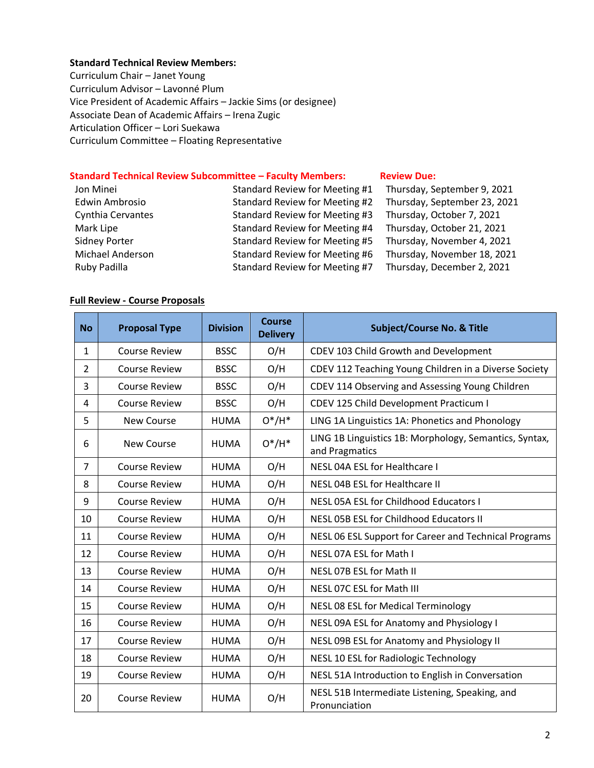**Standard Technical Review Members:**
Curriculum Chair – Janet Young
Curriculum Advisor – Lavonné Plum
Vice President of Academic Affairs – Jackie Sims (or designee)
Associate Dean of Academic Affairs – Irena Zugic
Articulation Officer – Lori Suekawa
Curriculum Committee – Floating Representative

| **Standard Technical Review Subcommittee – Faculty Members:** | | **Review Due:** |
|---|---|---|
| Jon Minei | Standard Review for Meeting #1 | Thursday, September 9, 2021 |
| Edwin Ambrosio | Standard Review for Meeting #2 | Thursday, September 23, 2021 |
| Cynthia Cervantes | Standard Review for Meeting #3 | Thursday, October 7, 2021 |
| Mark Lipe | Standard Review for Meeting #4 | Thursday, October 21, 2021 |
| Sidney Porter | Standard Review for Meeting #5 | Thursday, November 4, 2021 |
| Michael Anderson | Standard Review for Meeting #6 | Thursday, November 18, 2021 |
| Ruby Padilla | Standard Review for Meeting #7 | Thursday, December 2, 2021 |

**Full Review - Course Proposals**

| No | Proposal Type | Division | Course Delivery | Subject/Course No. & Title |
|---|---|---|---|---|
| 1 | Course Review | BSSC | O/H | CDEV 103 Child Growth and Development |
| 2 | Course Review | BSSC | O/H | CDEV 112 Teaching Young Children in a Diverse Society |
| 3 | Course Review | BSSC | O/H | CDEV 114 Observing and Assessing Young Children |
| 4 | Course Review | BSSC | O/H | CDEV 125 Child Development Practicum I |
| 5 | New Course | HUMA | O*/H* | LING 1A Linguistics 1A: Phonetics and Phonology |
| 6 | New Course | HUMA | O*/H* | LING 1B Linguistics 1B: Morphology, Semantics, Syntax, and Pragmatics |
| 7 | Course Review | HUMA | O/H | NESL 04A ESL for Healthcare I |
| 8 | Course Review | HUMA | O/H | NESL 04B ESL for Healthcare II |
| 9 | Course Review | HUMA | O/H | NESL 05A ESL for Childhood Educators I |
| 10 | Course Review | HUMA | O/H | NESL 05B ESL for Childhood Educators II |
| 11 | Course Review | HUMA | O/H | NESL 06 ESL Support for Career and Technical Programs |
| 12 | Course Review | HUMA | O/H | NESL 07A ESL for Math I |
| 13 | Course Review | HUMA | O/H | NESL 07B ESL for Math II |
| 14 | Course Review | HUMA | O/H | NESL 07C ESL for Math III |
| 15 | Course Review | HUMA | O/H | NESL 08 ESL for Medical Terminology |
| 16 | Course Review | HUMA | O/H | NESL 09A ESL for Anatomy and Physiology I |
| 17 | Course Review | HUMA | O/H | NESL 09B ESL for Anatomy and Physiology II |
| 18 | Course Review | HUMA | O/H | NESL 10 ESL for Radiologic Technology |
| 19 | Course Review | HUMA | O/H | NESL 51A Introduction to English in Conversation |
| 20 | Course Review | HUMA | O/H | NESL 51B Intermediate Listening, Speaking, and Pronunciation |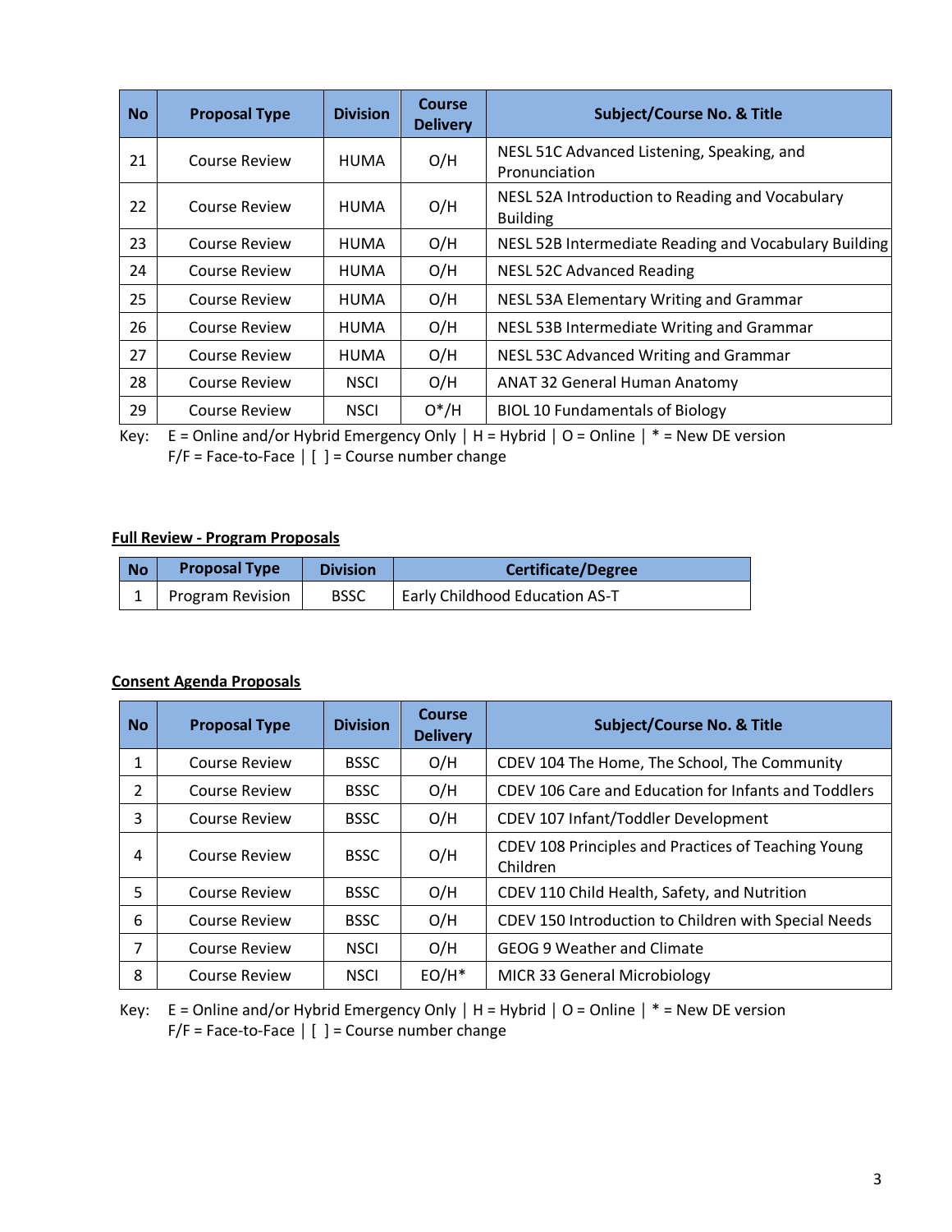| No | Proposal Type | Division | Course Delivery | Subject/Course No. & Title |
|---|---|---|---|---|
| 21 | Course Review | HUMA | O/H | NESL 51C Advanced Listening, Speaking, and Pronunciation |
| 22 | Course Review | HUMA | O/H | NESL 52A Introduction to Reading and Vocabulary Building |
| 23 | Course Review | HUMA | O/H | NESL 52B Intermediate Reading and Vocabulary Building |
| 24 | Course Review | HUMA | O/H | NESL 52C Advanced Reading |
| 25 | Course Review | HUMA | O/H | NESL 53A Elementary Writing and Grammar |
| 26 | Course Review | HUMA | O/H | NESL 53B Intermediate Writing and Grammar |
| 27 | Course Review | HUMA | O/H | NESL 53C Advanced Writing and Grammar |
| 28 | Course Review | NSCI | O/H | ANAT 32 General Human Anatomy |
| 29 | Course Review | NSCI | O*/H | BIOL 10 Fundamentals of Biology |

Key: E = Online and/or Hybrid Emergency Only | H = Hybrid | O = Online | * = New DE version
F/F = Face-to-Face | [ ] = Course number change

**Full Review - Program Proposals**

| No | Proposal Type | Division | Certificate/Degree |
|---|---|---|---|
| 1 | Program Revision | BSSC | Early Childhood Education AS-T |

**Consent Agenda Proposals**

| No | Proposal Type | Division | Course Delivery | Subject/Course No. & Title |
|---|---|---|---|---|
| 1 | Course Review | BSSC | O/H | CDEV 104 The Home, The School, The Community |
| 2 | Course Review | BSSC | O/H | CDEV 106 Care and Education for Infants and Toddlers |
| 3 | Course Review | BSSC | O/H | CDEV 107 Infant/Toddler Development |
| 4 | Course Review | BSSC | O/H | CDEV 108 Principles and Practices of Teaching Young Children |
| 5 | Course Review | BSSC | O/H | CDEV 110 Child Health, Safety, and Nutrition |
| 6 | Course Review | BSSC | O/H | CDEV 150 Introduction to Children with Special Needs |
| 7 | Course Review | NSCI | O/H | GEOG 9 Weather and Climate |
| 8 | Course Review | NSCI | EO/H* | MICR 33 General Microbiology |

Key: E = Online and/or Hybrid Emergency Only | H = Hybrid | O = Online | * = New DE version
F/F = Face-to-Face | [ ] = Course number change